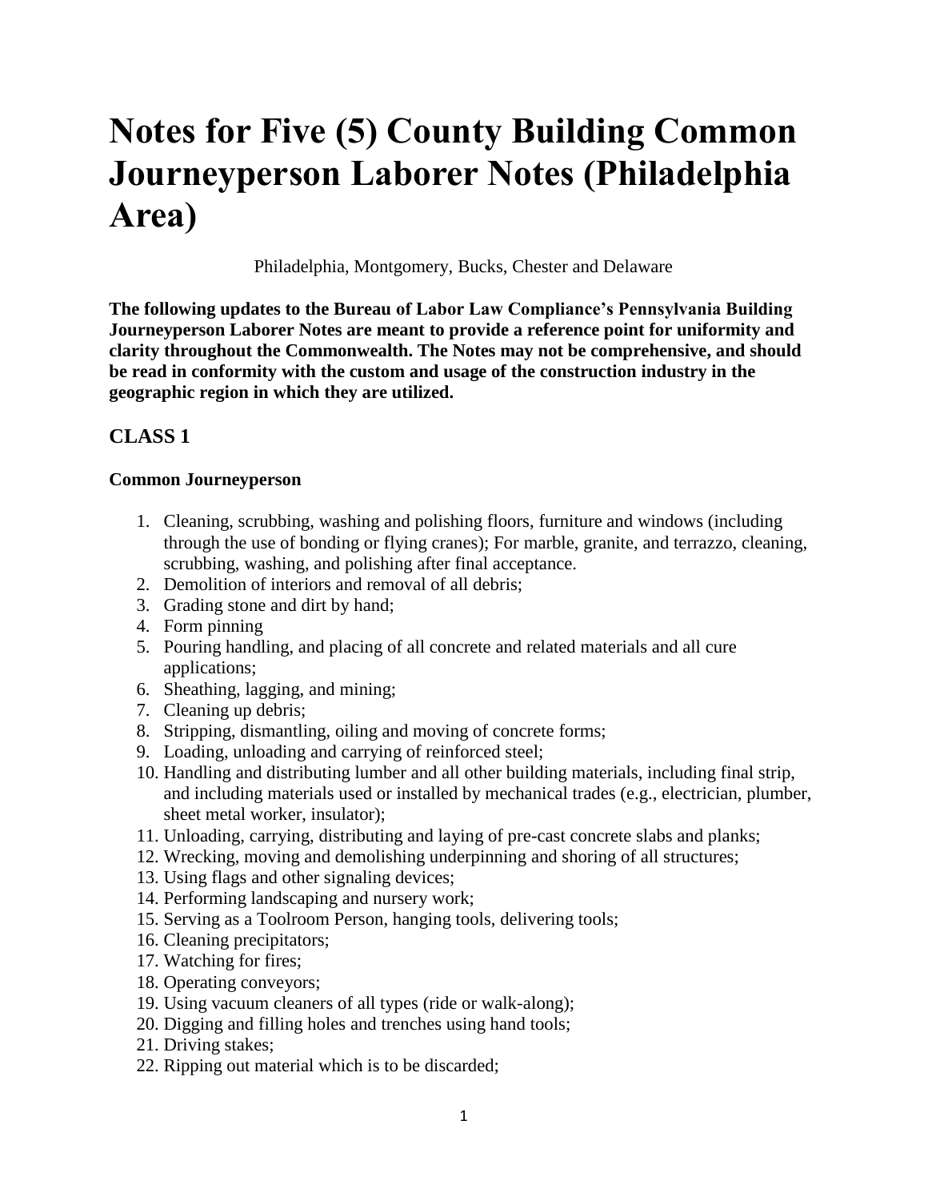# Notes for Five (5) County Building Common Journeyperson Laborer Notes (Philadelphia Area)

Philadelphia, Montgomery, Bucks, Chester and Delaware

**The following updates to the Bureau of Labor Law Compliance's Pennsylvania Building Journeyperson Laborer Notes are meant to provide a reference point for uniformity and clarity throughout the Commonwealth. The Notes may not be comprehensive, and should be read in conformity with the custom and usage of the construction industry in the geographic region in which they are utilized.**

## CLASS 1

### Common Journeyperson

1. Cleaning, scrubbing, washing and polishing floors, furniture and windows (including through the use of bonding or flying cranes); For marble, granite, and terrazzo, cleaning, scrubbing, washing, and polishing after final acceptance.
2. Demolition of interiors and removal of all debris;
3. Grading stone and dirt by hand;
4. Form pinning
5. Pouring handling, and placing of all concrete and related materials and all cure applications;
6. Sheathing, lagging, and mining;
7. Cleaning up debris;
8. Stripping, dismantling, oiling and moving of concrete forms;
9. Loading, unloading and carrying of reinforced steel;
10. Handling and distributing lumber and all other building materials, including final strip, and including materials used or installed by mechanical trades (e.g., electrician, plumber, sheet metal worker, insulator);
11. Unloading, carrying, distributing and laying of pre-cast concrete slabs and planks;
12. Wrecking, moving and demolishing underpinning and shoring of all structures;
13. Using flags and other signaling devices;
14. Performing landscaping and nursery work;
15. Serving as a Toolroom Person, hanging tools, delivering tools;
16. Cleaning precipitators;
17. Watching for fires;
18. Operating conveyors;
19. Using vacuum cleaners of all types (ride or walk-along);
20. Digging and filling holes and trenches using hand tools;
21. Driving stakes;
22. Ripping out material which is to be discarded;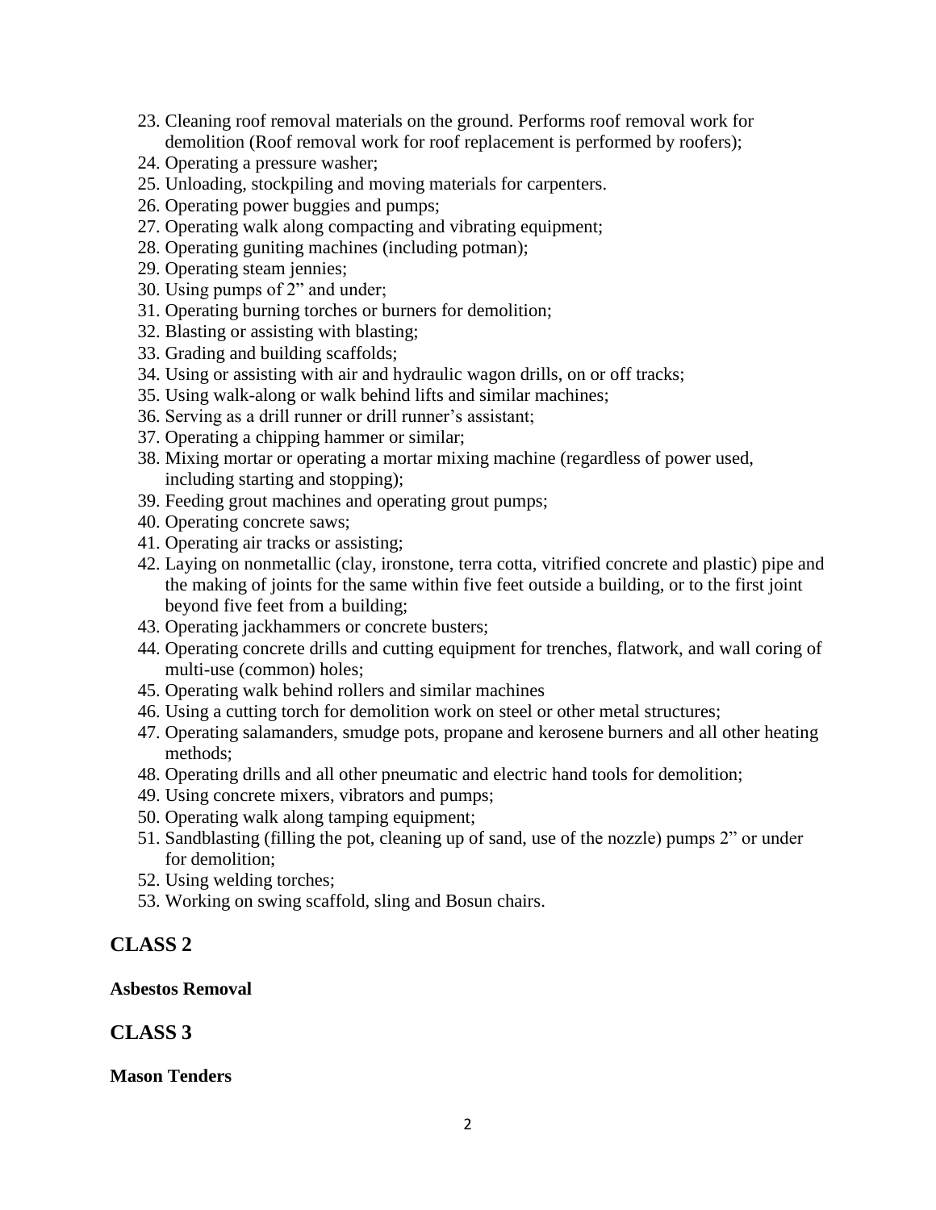23. Cleaning roof removal materials on the ground. Performs roof removal work for demolition (Roof removal work for roof replacement is performed by roofers);
24. Operating a pressure washer;
25. Unloading, stockpiling and moving materials for carpenters.
26. Operating power buggies and pumps;
27. Operating walk along compacting and vibrating equipment;
28. Operating guniting machines (including potman);
29. Operating steam jennies;
30. Using pumps of 2" and under;
31. Operating burning torches or burners for demolition;
32. Blasting or assisting with blasting;
33. Grading and building scaffolds;
34. Using or assisting with air and hydraulic wagon drills, on or off tracks;
35. Using walk-along or walk behind lifts and similar machines;
36. Serving as a drill runner or drill runner's assistant;
37. Operating a chipping hammer or similar;
38. Mixing mortar or operating a mortar mixing machine (regardless of power used, including starting and stopping);
39. Feeding grout machines and operating grout pumps;
40. Operating concrete saws;
41. Operating air tracks or assisting;
42. Laying on nonmetallic (clay, ironstone, terra cotta, vitrified concrete and plastic) pipe and the making of joints for the same within five feet outside a building, or to the first joint beyond five feet from a building;
43. Operating jackhammers or concrete busters;
44. Operating concrete drills and cutting equipment for trenches, flatwork, and wall coring of multi-use (common) holes;
45. Operating walk behind rollers and similar machines
46. Using a cutting torch for demolition work on steel or other metal structures;
47. Operating salamanders, smudge pots, propane and kerosene burners and all other heating methods;
48. Operating drills and all other pneumatic and electric hand tools for demolition;
49. Using concrete mixers, vibrators and pumps;
50. Operating walk along tamping equipment;
51. Sandblasting (filling the pot, cleaning up of sand, use of the nozzle) pumps 2" or under for demolition;
52. Using welding torches;
53. Working on swing scaffold, sling and Bosun chairs.

## CLASS 2

**Asbestos Removal**

## CLASS 3

**Mason Tenders**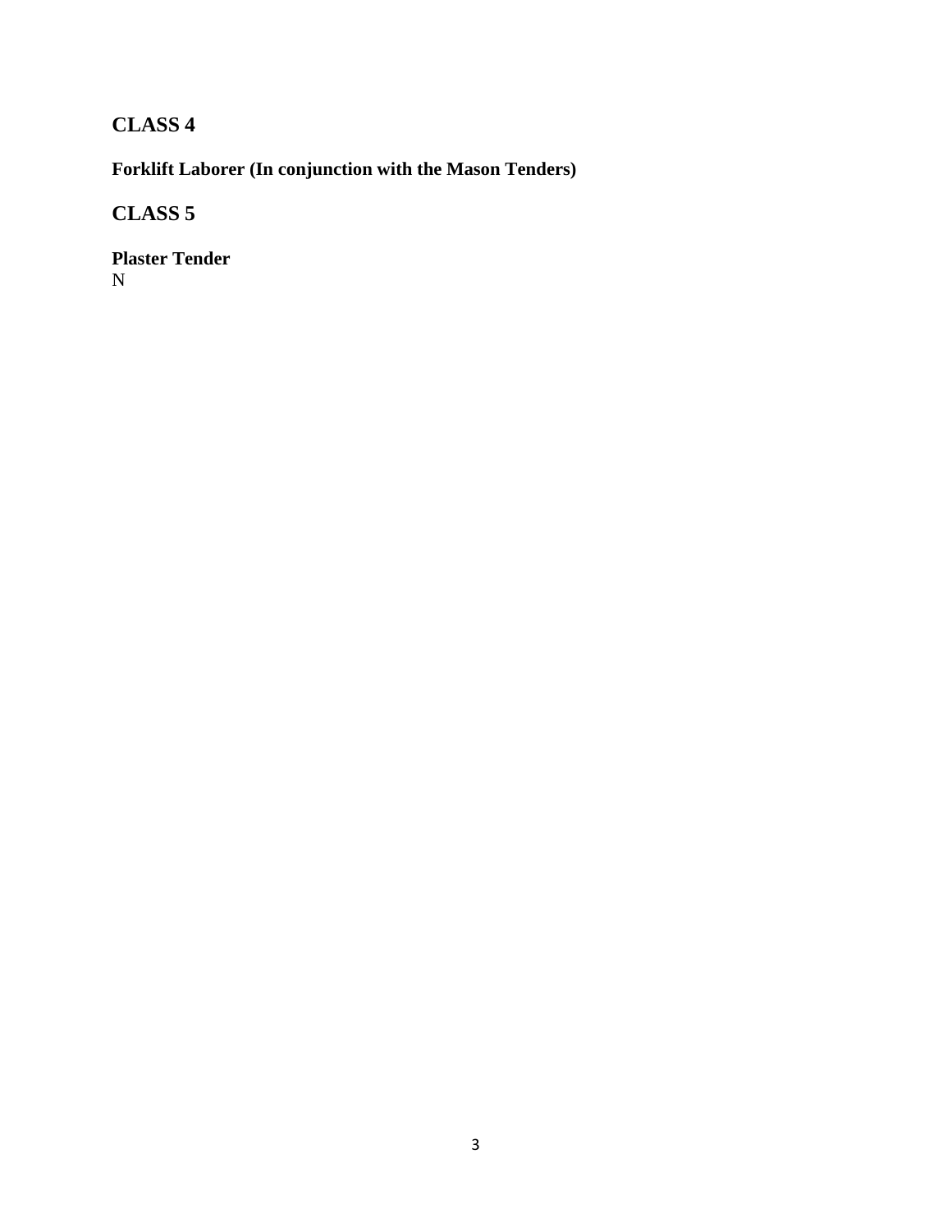## CLASS 4

**Forklift Laborer (In conjunction with the Mason Tenders)**

## CLASS 5

**Plaster Tender**
N